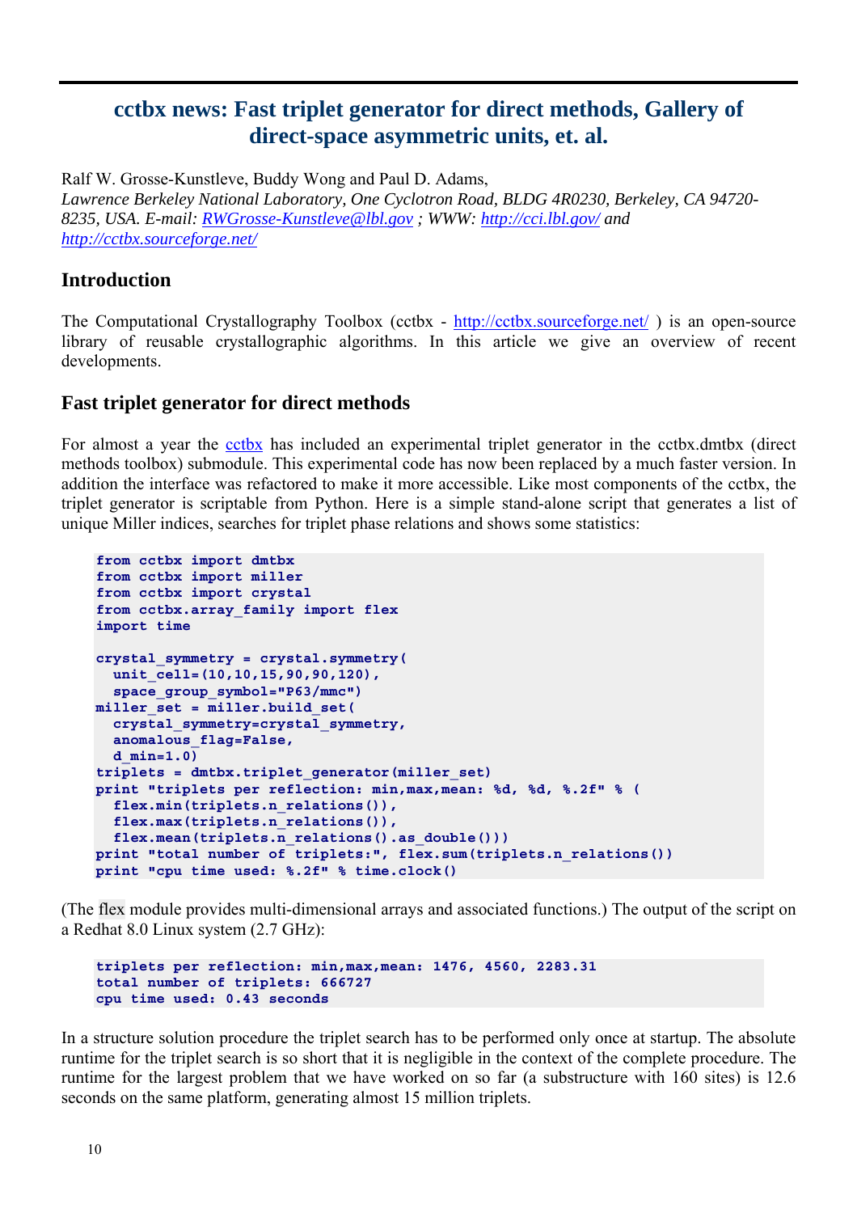# cctbx news: Fast triplet generator for direct methods, Gallery of direct-space asymmetric units, et. al.

Ralf W. Grosse-Kunstleve, Buddy Wong and Paul D. Adams,
*Lawrence Berkeley National Laboratory, One Cyclotron Road, BLDG 4R0230, Berkeley, CA 94720-8235, USA. E-mail: RWGrosse-Kunstleve@lbl.gov ; WWW: http://cci.lbl.gov/ and http://cctbx.sourceforge.net/*

## Introduction

The Computational Crystallography Toolbox (cctbx - http://cctbx.sourceforge.net/ ) is an open-source library of reusable crystallographic algorithms. In this article we give an overview of recent developments.

## Fast triplet generator for direct methods

For almost a year the cctbx has included an experimental triplet generator in the cctbx.dmtbx (direct methods toolbox) submodule. This experimental code has now been replaced by a much faster version. In addition the interface was refactored to make it more accessible. Like most components of the cctbx, the triplet generator is scriptable from Python. Here is a simple stand-alone script that generates a list of unique Miller indices, searches for triplet phase relations and shows some statistics:

```
from cctbx import dmtbx
from cctbx import miller
from cctbx import crystal
from cctbx.array_family import flex
import time

crystal_symmetry = crystal.symmetry(
  unit_cell=(10,10,15,90,90,120),
  space_group_symbol="P63/mmc")
miller_set = miller.build_set(
  crystal_symmetry=crystal_symmetry,
  anomalous_flag=False,
  d_min=1.0)
triplets = dmtbx.triplet_generator(miller_set)
print "triplets per reflection: min,max,mean: %d, %d, %.2f" % (
  flex.min(triplets.n_relations()),
  flex.max(triplets.n_relations()),
  flex.mean(triplets.n_relations().as_double()))
print "total number of triplets:", flex.sum(triplets.n_relations())
print "cpu time used: %.2f" % time.clock()
```

(The flex module provides multi-dimensional arrays and associated functions.) The output of the script on a Redhat 8.0 Linux system (2.7 GHz):

```
triplets per reflection: min,max,mean: 1476, 4560, 2283.31
total number of triplets: 666727
cpu time used: 0.43 seconds
```

In a structure solution procedure the triplet search has to be performed only once at startup. The absolute runtime for the triplet search is so short that it is negligible in the context of the complete procedure. The runtime for the largest problem that we have worked on so far (a substructure with 160 sites) is 12.6 seconds on the same platform, generating almost 15 million triplets.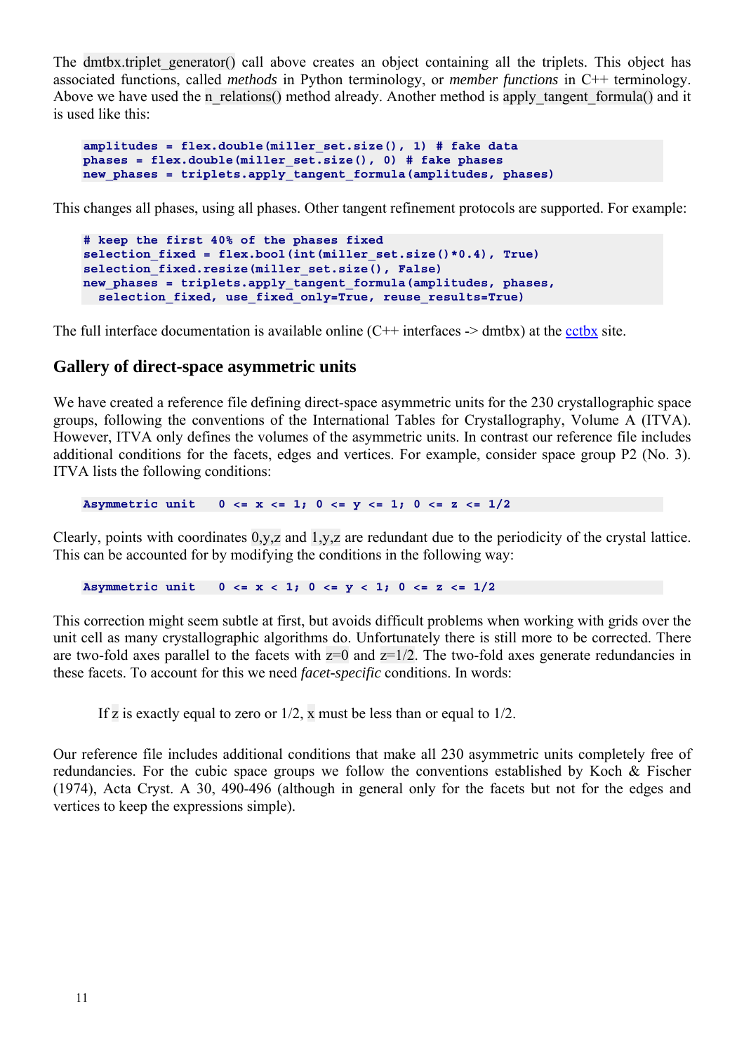The `dmtbx.triplet_generator()` call above creates an object containing all the triplets. This object has associated functions, called *methods* in Python terminology, or *member functions* in C++ terminology. Above we have used the `n_relations()` method already. Another method is `apply_tangent_formula()` and it is used like this:

```
amplitudes = flex.double(miller_set.size(), 1) # fake data
phases = flex.double(miller_set.size(), 0) # fake phases
new_phases = triplets.apply_tangent_formula(amplitudes, phases)
```

This changes all phases, using all phases. Other tangent refinement protocols are supported. For example:

```
# keep the first 40% of the phases fixed
selection_fixed = flex.bool(int(miller_set.size()*0.4), True)
selection_fixed.resize(miller_set.size(), False)
new_phases = triplets.apply_tangent_formula(amplitudes, phases,
  selection_fixed, use_fixed_only=True, reuse_results=True)
```

The full interface documentation is available online (C++ interfaces -> dmtbx) at the cctbx site.

## Gallery of direct-space asymmetric units

We have created a reference file defining direct-space asymmetric units for the 230 crystallographic space groups, following the conventions of the International Tables for Crystallography, Volume A (ITVA). However, ITVA only defines the volumes of the asymmetric units. In contrast our reference file includes additional conditions for the facets, edges and vertices. For example, consider space group P2 (No. 3). ITVA lists the following conditions:

```
Asymmetric unit   0 <= x <= 1; 0 <= y <= 1; 0 <= z <= 1/2
```

Clearly, points with coordinates `0,y,z` and `1,y,z` are redundant due to the periodicity of the crystal lattice. This can be accounted for by modifying the conditions in the following way:

```
Asymmetric unit   0 <= x < 1; 0 <= y < 1; 0 <= z <= 1/2
```

This correction might seem subtle at first, but avoids difficult problems when working with grids over the unit cell as many crystallographic algorithms do. Unfortunately there is still more to be corrected. There are two-fold axes parallel to the facets with `z=0` and `z=1/2`. The two-fold axes generate redundancies in these facets. To account for this we need *facet-specific* conditions. In words:

> If `z` is exactly equal to zero or 1/2, `x` must be less than or equal to 1/2.

Our reference file includes additional conditions that make all 230 asymmetric units completely free of redundancies. For the cubic space groups we follow the conventions established by Koch & Fischer (1974), Acta Cryst. A 30, 490-496 (although in general only for the facets but not for the edges and vertices to keep the expressions simple).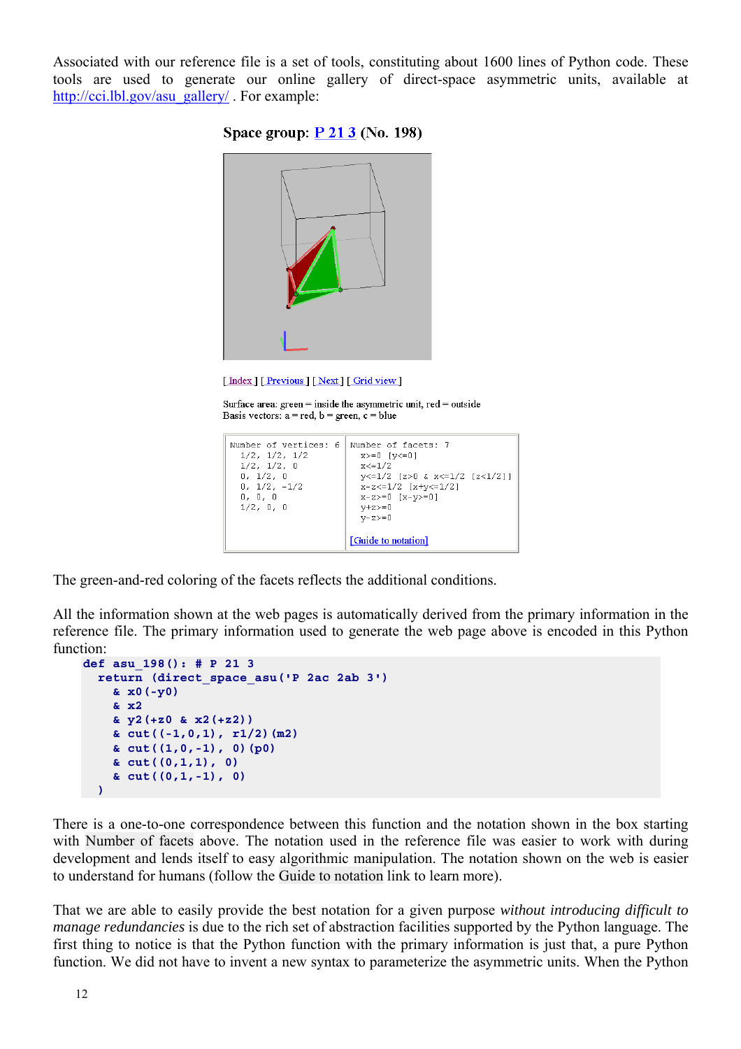Associated with our reference file is a set of tools, constituting about 1600 lines of Python code. These tools are used to generate our online gallery of direct-space asymmetric units, available at http://cci.lbl.gov/asu_gallery/ . For example:

**Space group: P 21 3 (No. 198)**

[ Index ] [ Previous ] [ Next ] [ Grid view ]

Surface area: green = inside the asymmetric unit, red = outside
Basis vectors: a = red, b = green, c = blue

| Number of vertices: 6 | Number of facets: 7 |
|---|---|
| 1/2, 1/2, 1/2<br>1/2, 1/2, 0<br>0, 1/2, 0<br>0, 1/2, -1/2<br>0, 0, 0<br>1/2, 0, 0 | x>=0 [y<=0]<br>x<=1/2<br>y<=1/2 [z>0 & x<=1/2 [z<1/2]]<br>x-z<=1/2 [x+y<=1/2]<br>x-z>=0 [x-y>=0]<br>y+z>=0<br>y-z>=0<br><br>[Guide to notation] |

The green-and-red coloring of the facets reflects the additional conditions.

All the information shown at the web pages is automatically derived from the primary information in the reference file. The primary information used to generate the web page above is encoded in this Python function:

```
def asu_198(): # P 21 3
  return (direct_space_asu('P 2ac 2ab 3')
    & x0(-y0)
    & x2
    & y2(+z0 & x2(+z2))
    & cut((-1,0,1), r1/2)(m2)
    & cut((1,0,-1), 0)(p0)
    & cut((0,1,1), 0)
    & cut((0,1,-1), 0)
  )
```

There is a one-to-one correspondence between this function and the notation shown in the box starting with Number of facets above. The notation used in the reference file was easier to work with during development and lends itself to easy algorithmic manipulation. The notation shown on the web is easier to understand for humans (follow the Guide to notation link to learn more).

That we are able to easily provide the best notation for a given purpose *without introducing difficult to manage redundancies* is due to the rich set of abstraction facilities supported by the Python language. The first thing to notice is that the Python function with the primary information is just that, a pure Python function. We did not have to invent a new syntax to parameterize the asymmetric units. When the Python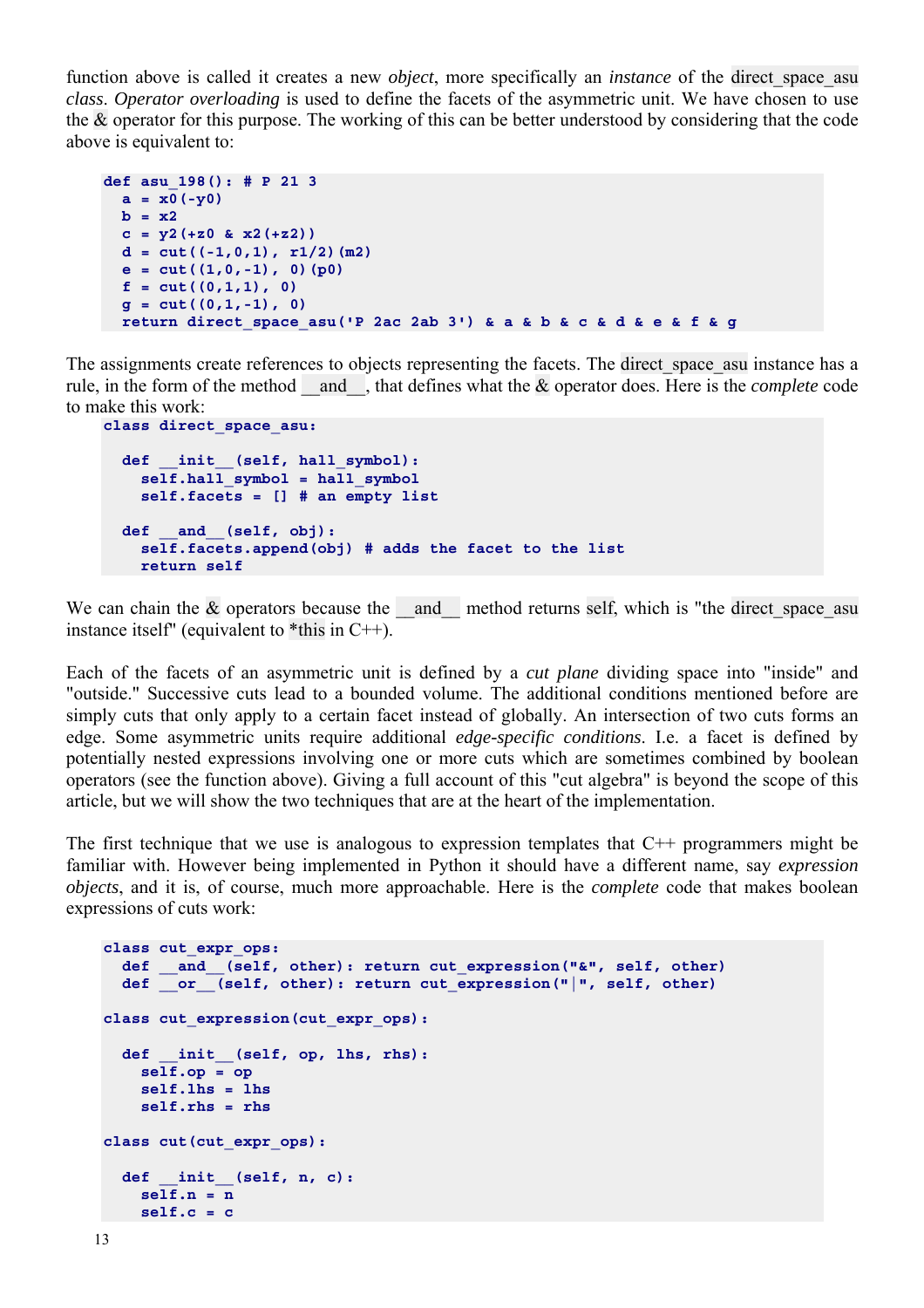function above is called it creates a new *object*, more specifically an *instance* of the direct_space_asu *class*. *Operator overloading* is used to define the facets of the asymmetric unit. We have chosen to use the & operator for this purpose. The working of this can be better understood by considering that the code above is equivalent to:

```
def asu_198(): # P 21 3
  a = x0(-y0)
  b = x2
  c = y2(+z0 & x2(+z2))
  d = cut((-1,0,1), r1/2)(m2)
  e = cut((1,0,-1), 0)(p0)
  f = cut((0,1,1), 0)
  g = cut((0,1,-1), 0)
  return direct_space_asu('P 2ac 2ab 3') & a & b & c & d & e & f & g
```

The assignments create references to objects representing the facets. The direct_space_asu instance has a rule, in the form of the method __and__, that defines what the & operator does. Here is the *complete* code to make this work:

```
class direct_space_asu:

  def __init__(self, hall_symbol):
    self.hall_symbol = hall_symbol
    self.facets = [] # an empty list

  def __and__(self, obj):
    self.facets.append(obj) # adds the facet to the list
    return self
```

We can chain the & operators because the __and__ method returns self, which is "the direct_space_asu instance itself" (equivalent to *this in C++).

Each of the facets of an asymmetric unit is defined by a *cut plane* dividing space into "inside" and "outside." Successive cuts lead to a bounded volume. The additional conditions mentioned before are simply cuts that only apply to a certain facet instead of globally. An intersection of two cuts forms an edge. Some asymmetric units require additional *edge-specific conditions*. I.e. a facet is defined by potentially nested expressions involving one or more cuts which are sometimes combined by boolean operators (see the function above). Giving a full account of this "cut algebra" is beyond the scope of this article, but we will show the two techniques that are at the heart of the implementation.

The first technique that we use is analogous to expression templates that C++ programmers might be familiar with. However being implemented in Python it should have a different name, say *expression objects*, and it is, of course, much more approachable. Here is the *complete* code that makes boolean expressions of cuts work:

```
class cut_expr_ops:
  def __and__(self, other): return cut_expression("&", self, other)
  def __or__(self, other): return cut_expression("|", self, other)

class cut_expression(cut_expr_ops):

  def __init__(self, op, lhs, rhs):
    self.op = op
    self.lhs = lhs
    self.rhs = rhs

class cut(cut_expr_ops):

  def __init__(self, n, c):
    self.n = n
    self.c = c
```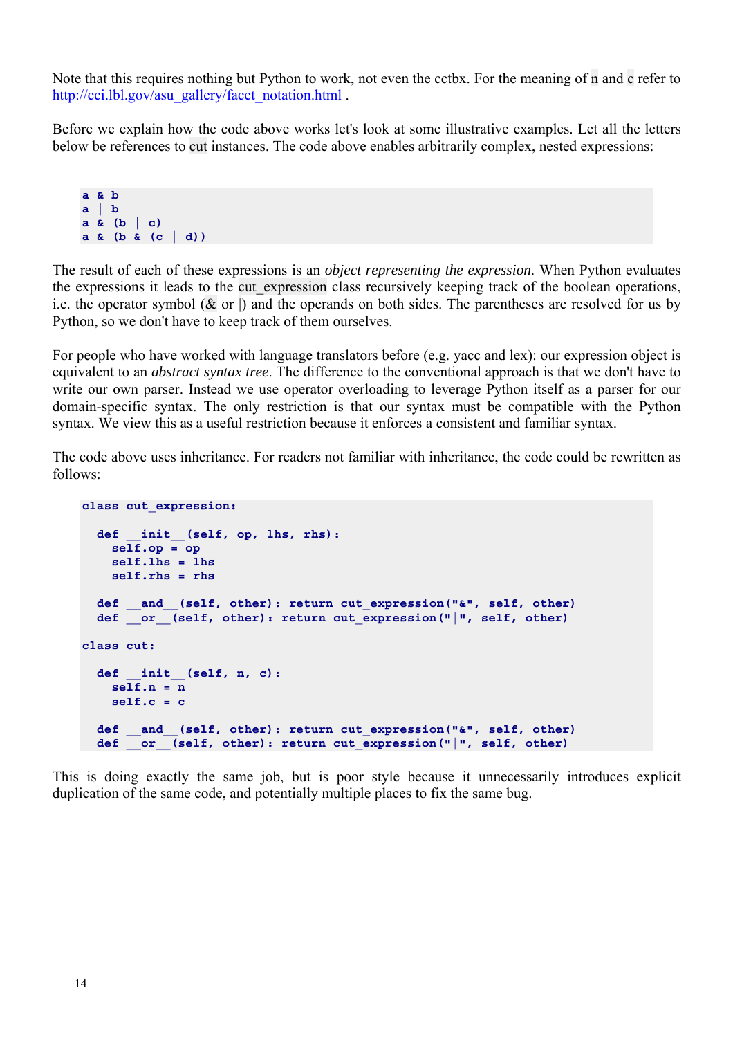Note that this requires nothing but Python to work, not even the cctbx. For the meaning of `n` and `c` refer to http://cci.lbl.gov/asu_gallery/facet_notation.html .

Before we explain how the code above works let's look at some illustrative examples. Let all the letters below be references to `cut` instances. The code above enables arbitrarily complex, nested expressions:

```
a & b
a | b
a & (b | c)
a & (b & (c | d))
```

The result of each of these expressions is an *object representing the expression*. When Python evaluates the expressions it leads to the `cut_expression` class recursively keeping track of the boolean operations, i.e. the operator symbol (& or |) and the operands on both sides. The parentheses are resolved for us by Python, so we don't have to keep track of them ourselves.

For people who have worked with language translators before (e.g. yacc and lex): our expression object is equivalent to an *abstract syntax tree*. The difference to the conventional approach is that we don't have to write our own parser. Instead we use operator overloading to leverage Python itself as a parser for our domain-specific syntax. The only restriction is that our syntax must be compatible with the Python syntax. We view this as a useful restriction because it enforces a consistent and familiar syntax.

The code above uses inheritance. For readers not familiar with inheritance, the code could be rewritten as follows:

```
class cut_expression:

  def __init__(self, op, lhs, rhs):
    self.op = op
    self.lhs = lhs
    self.rhs = rhs

  def __and__(self, other): return cut_expression("&", self, other)
  def __or__(self, other): return cut_expression("|", self, other)

class cut:

  def __init__(self, n, c):
    self.n = n
    self.c = c

  def __and__(self, other): return cut_expression("&", self, other)
  def __or__(self, other): return cut_expression("|", self, other)
```

This is doing exactly the same job, but is poor style because it unnecessarily introduces explicit duplication of the same code, and potentially multiple places to fix the same bug.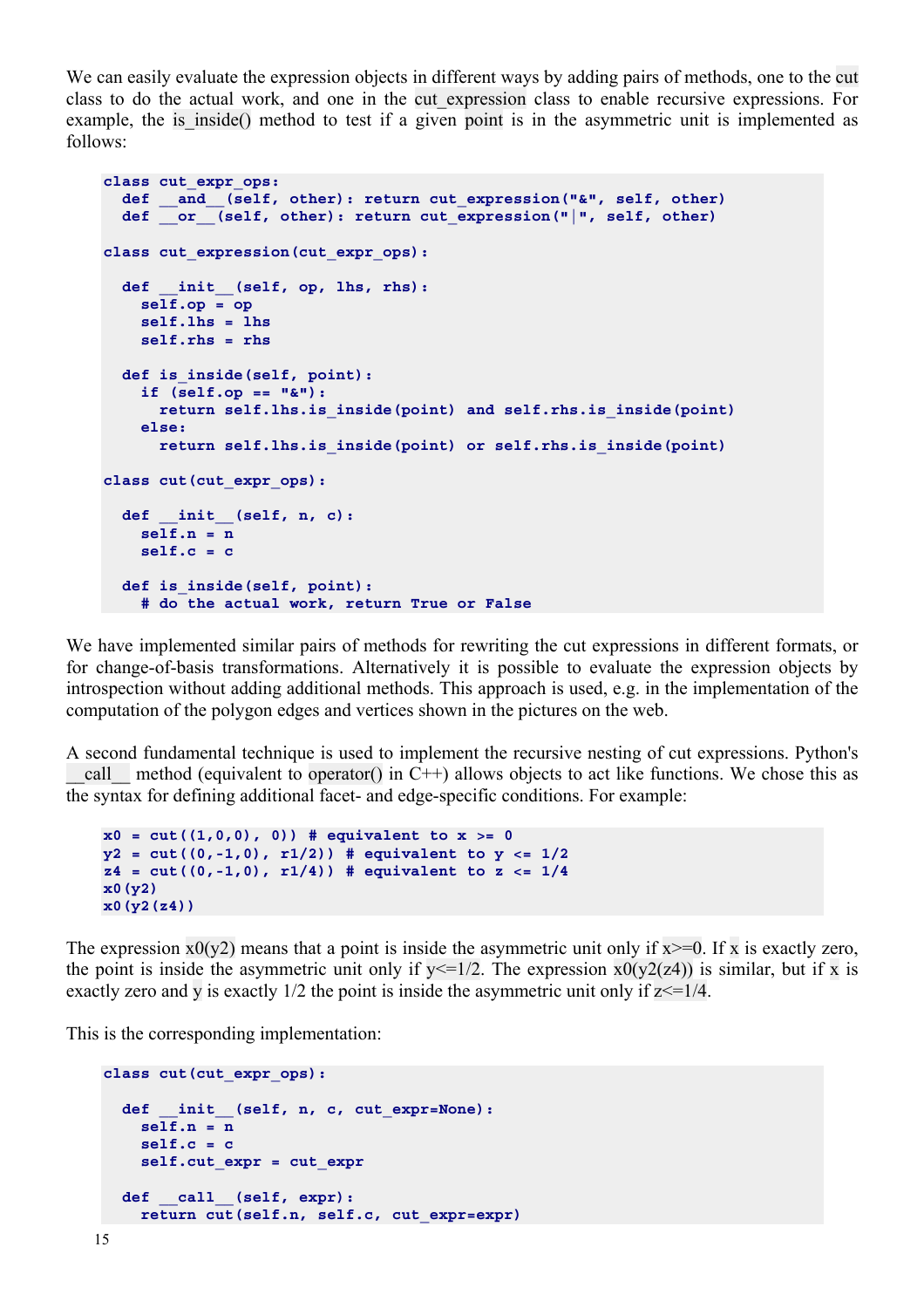We can easily evaluate the expression objects in different ways by adding pairs of methods, one to the cut class to do the actual work, and one in the cut_expression class to enable recursive expressions. For example, the is_inside() method to test if a given point is in the asymmetric unit is implemented as follows:

```
class cut_expr_ops:
  def __and__(self, other): return cut_expression("&", self, other)
  def __or__(self, other): return cut_expression("|", self, other)

class cut_expression(cut_expr_ops):

  def __init__(self, op, lhs, rhs):
    self.op = op
    self.lhs = lhs
    self.rhs = rhs

  def is_inside(self, point):
    if (self.op == "&"):
      return self.lhs.is_inside(point) and self.rhs.is_inside(point)
    else:
      return self.lhs.is_inside(point) or self.rhs.is_inside(point)

class cut(cut_expr_ops):

  def __init__(self, n, c):
    self.n = n
    self.c = c

  def is_inside(self, point):
    # do the actual work, return True or False
```

We have implemented similar pairs of methods for rewriting the cut expressions in different formats, or for change-of-basis transformations. Alternatively it is possible to evaluate the expression objects by introspection without adding additional methods. This approach is used, e.g. in the implementation of the computation of the polygon edges and vertices shown in the pictures on the web.

A second fundamental technique is used to implement the recursive nesting of cut expressions. Python's __call__ method (equivalent to operator() in C++) allows objects to act like functions. We chose this as the syntax for defining additional facet- and edge-specific conditions. For example:

```
x0 = cut((1,0,0), 0)) # equivalent to x >= 0
y2 = cut((0,-1,0), r1/2)) # equivalent to y <= 1/2
z4 = cut((0,-1,0), r1/4)) # equivalent to z <= 1/4
x0(y2)
x0(y2(z4))
```

The expression x0(y2) means that a point is inside the asymmetric unit only if x>=0. If x is exactly zero, the point is inside the asymmetric unit only if y<=1/2. The expression x0(y2(z4)) is similar, but if x is exactly zero and y is exactly 1/2 the point is inside the asymmetric unit only if z<=1/4.

This is the corresponding implementation:

```
class cut(cut_expr_ops):

  def __init__(self, n, c, cut_expr=None):
    self.n = n
    self.c = c
    self.cut_expr = cut_expr

  def __call__(self, expr):
    return cut(self.n, self.c, cut_expr=expr)
```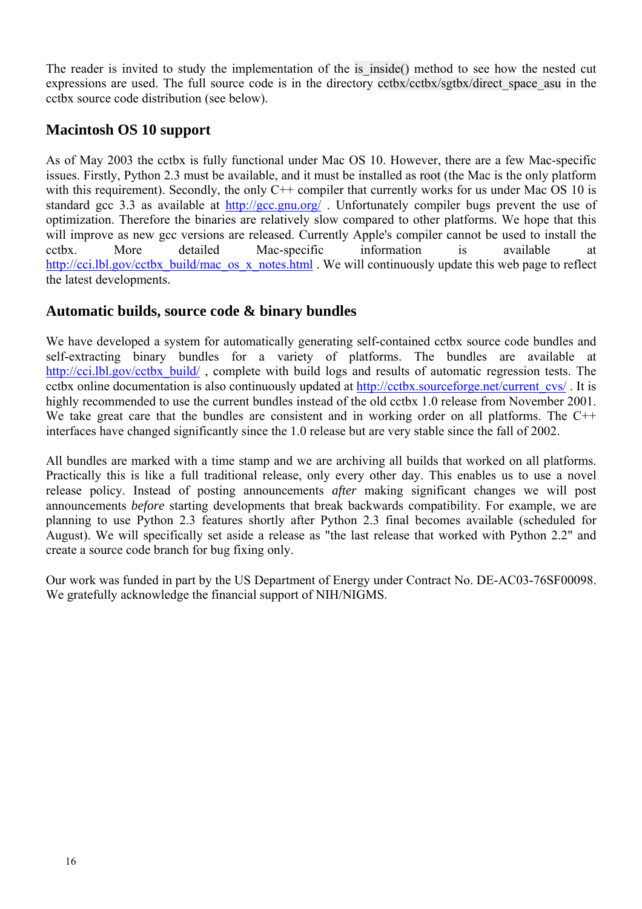The reader is invited to study the implementation of the is_inside() method to see how the nested cut expressions are used. The full source code is in the directory cctbx/cctbx/sgtbx/direct_space_asu in the cctbx source code distribution (see below).

## Macintosh OS 10 support

As of May 2003 the cctbx is fully functional under Mac OS 10. However, there are a few Mac-specific issues. Firstly, Python 2.3 must be available, and it must be installed as root (the Mac is the only platform with this requirement). Secondly, the only C++ compiler that currently works for us under Mac OS 10 is standard gcc 3.3 as available at http://gcc.gnu.org/ . Unfortunately compiler bugs prevent the use of optimization. Therefore the binaries are relatively slow compared to other platforms. We hope that this will improve as new gcc versions are released. Currently Apple's compiler cannot be used to install the cctbx. More detailed Mac-specific information is available at http://cci.lbl.gov/cctbx_build/mac_os_x_notes.html . We will continuously update this web page to reflect the latest developments.

## Automatic builds, source code & binary bundles

We have developed a system for automatically generating self-contained cctbx source code bundles and self-extracting binary bundles for a variety of platforms. The bundles are available at http://cci.lbl.gov/cctbx_build/ , complete with build logs and results of automatic regression tests. The cctbx online documentation is also continuously updated at http://cctbx.sourceforge.net/current_cvs/ . It is highly recommended to use the current bundles instead of the old cctbx 1.0 release from November 2001. We take great care that the bundles are consistent and in working order on all platforms. The C++ interfaces have changed significantly since the 1.0 release but are very stable since the fall of 2002.

All bundles are marked with a time stamp and we are archiving all builds that worked on all platforms. Practically this is like a full traditional release, only every other day. This enables us to use a novel release policy. Instead of posting announcements *after* making significant changes we will post announcements *before* starting developments that break backwards compatibility. For example, we are planning to use Python 2.3 features shortly after Python 2.3 final becomes available (scheduled for August). We will specifically set aside a release as "the last release that worked with Python 2.2" and create a source code branch for bug fixing only.

Our work was funded in part by the US Department of Energy under Contract No. DE-AC03-76SF00098. We gratefully acknowledge the financial support of NIH/NIGMS.